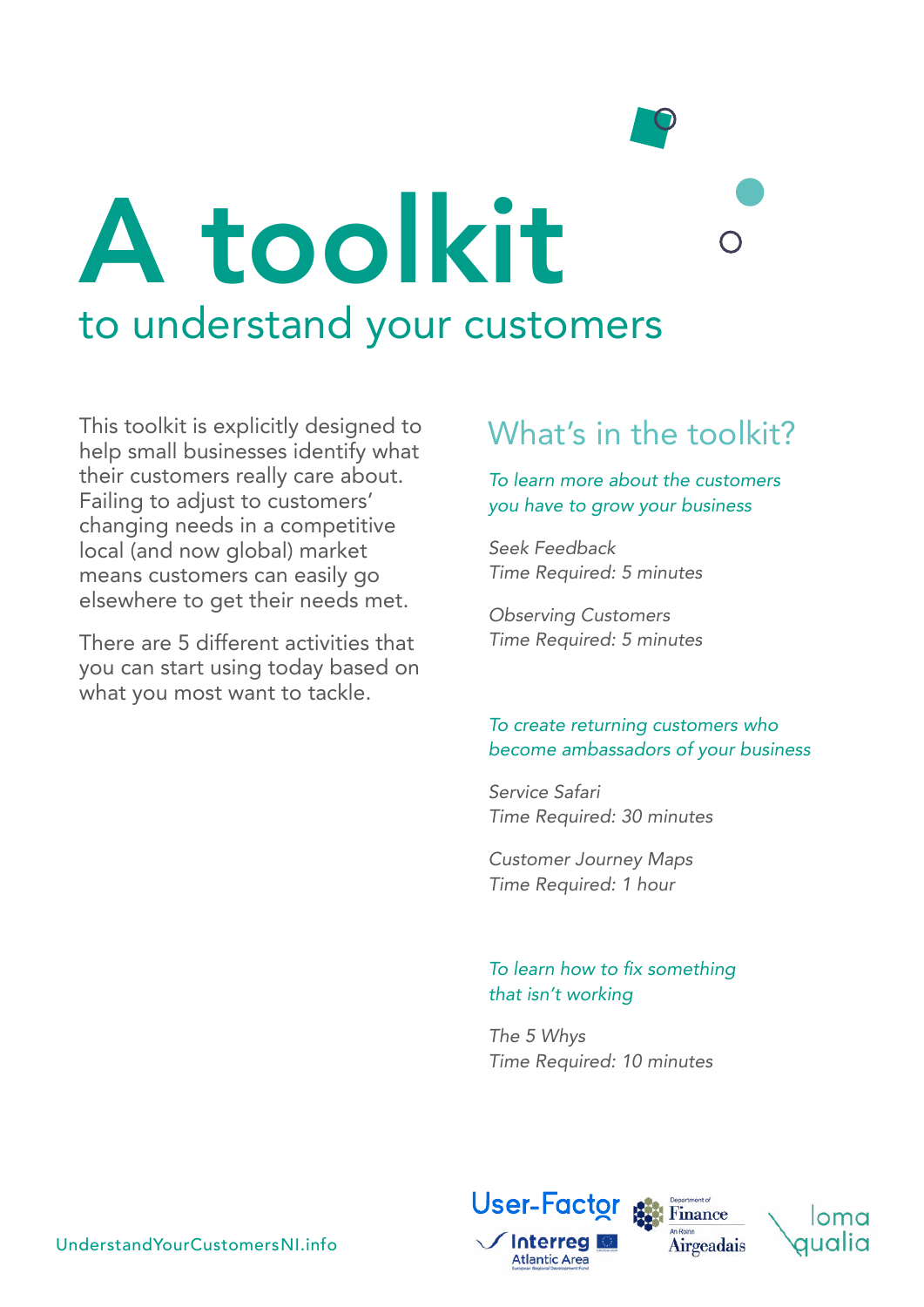# A toolkit

## to understand your customers

This toolkit is explicitly designed to help small businesses identify what their customers really care about. Failing to adjust to customers' changing needs in a competitive local (and now global) market means customers can easily go elsewhere to get their needs met.

There are 5 different activities that you can start using today based on what you most want to tackle.

## What's in the toolkit?

*To learn more about the customers you have to grow your business*

*Seek Feedback*
*Time Required: 5 minutes*

*Observing Customers*
*Time Required: 5 minutes*

*To create returning customers who become ambassadors of your business*

*Service Safari*
*Time Required: 30 minutes*

*Customer Journey Maps*
*Time Required: 1 hour*

*To learn how to fix something that isn't working*

*The 5 Whys*
*Time Required: 10 minutes*

UnderstandYourCustomersNI.info

User-Factor | Interreg Atlantic Area | Department of Finance / An Roinn Airgeadais | loma qualia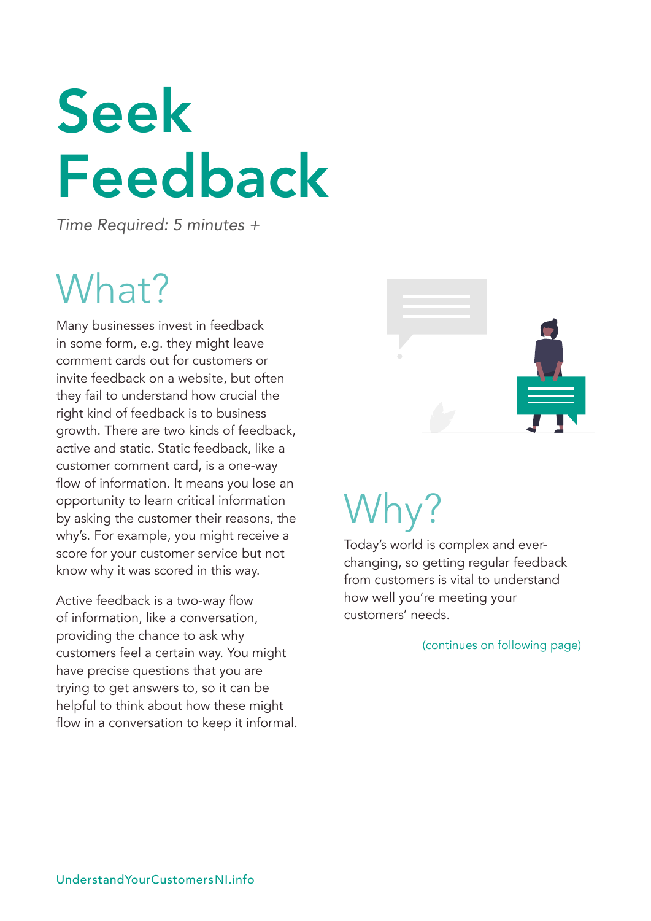# Seek Feedback

*Time Required: 5 minutes +*

## What?

Many businesses invest in feedback in some form, e.g. they might leave comment cards out for customers or invite feedback on a website, but often they fail to understand how crucial the right kind of feedback is to business growth. There are two kinds of feedback, active and static. Static feedback, like a customer comment card, is a one-way flow of information. It means you lose an opportunity to learn critical information by asking the customer their reasons, the why's. For example, you might receive a score for your customer service but not know why it was scored in this way.

Active feedback is a two-way flow of information, like a conversation, providing the chance to ask why customers feel a certain way. You might have precise questions that you are trying to get answers to, so it can be helpful to think about how these might flow in a conversation to keep it informal.

## Why?

Today's world is complex and ever-changing, so getting regular feedback from customers is vital to understand how well you're meeting your customers' needs.

(continues on following page)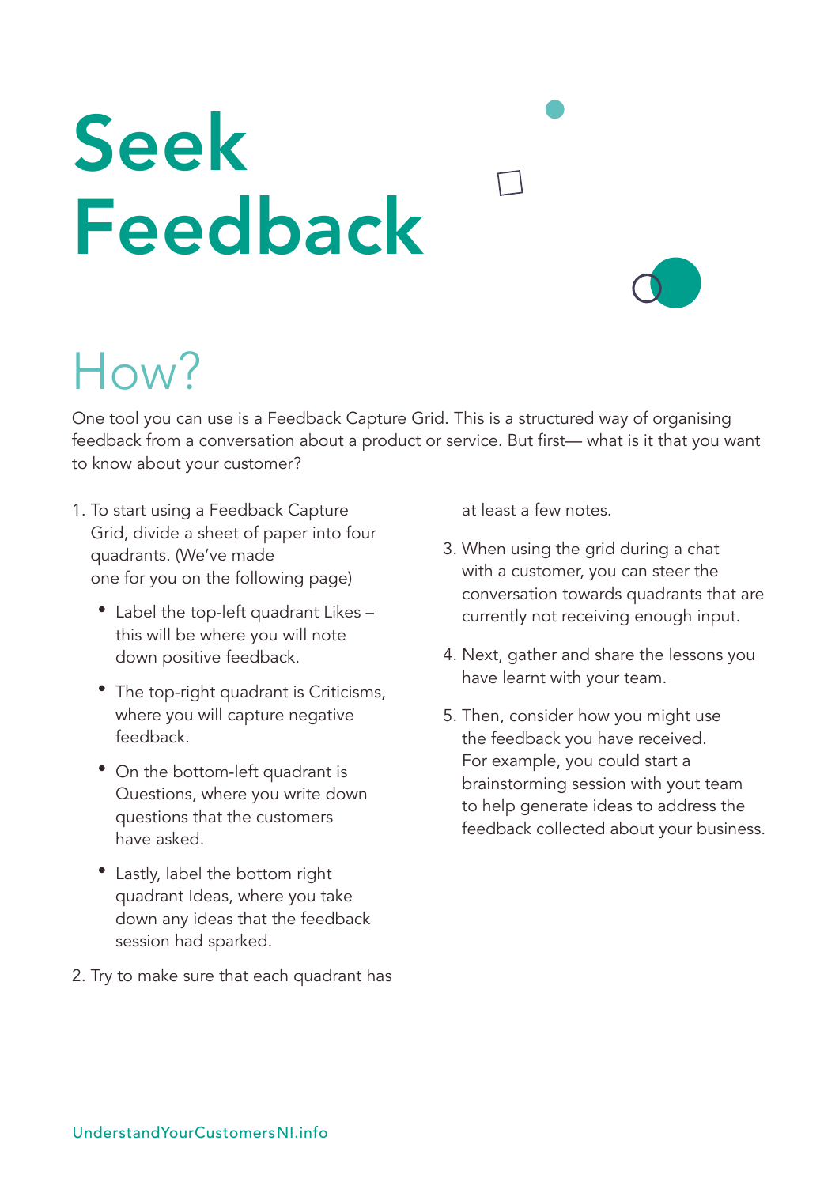# Seek Feedback

## How?

One tool you can use is a Feedback Capture Grid. This is a structured way of organising feedback from a conversation about a product or service. But first— what is it that you want to know about your customer?

1. To start using a Feedback Capture Grid, divide a sheet of paper into four quadrants. (We've made one for you on the following page)
    - Label the top-left quadrant Likes – this will be where you will note down positive feedback.
    - The top-right quadrant is Criticisms, where you will capture negative feedback.
    - On the bottom-left quadrant is Questions, where you write down questions that the customers have asked.
    - Lastly, label the bottom right quadrant Ideas, where you take down any ideas that the feedback session had sparked.
2. Try to make sure that each quadrant has at least a few notes.
3. When using the grid during a chat with a customer, you can steer the conversation towards quadrants that are currently not receiving enough input.
4. Next, gather and share the lessons you have learnt with your team.
5. Then, consider how you might use the feedback you have received. For example, you could start a brainstorming session with yout team to help generate ideas to address the feedback collected about your business.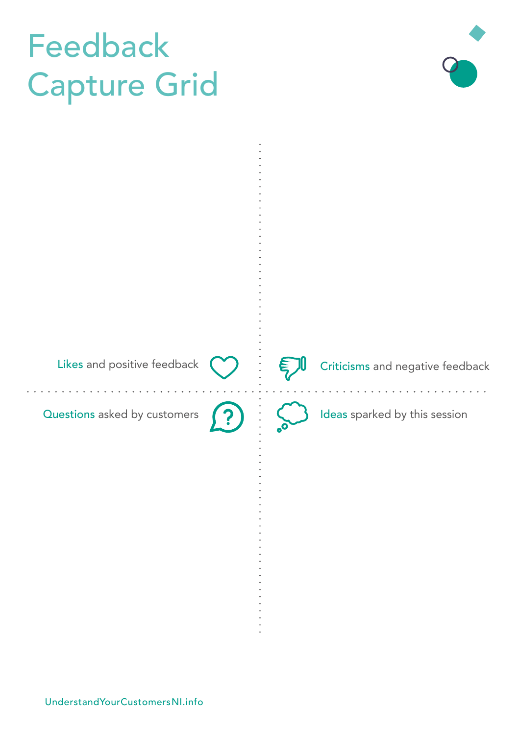# Feedback Capture Grid

Likes and positive feedback

Criticisms and negative feedback

Questions asked by customers

Ideas sparked by this session

UnderstandYourCustomersNI.info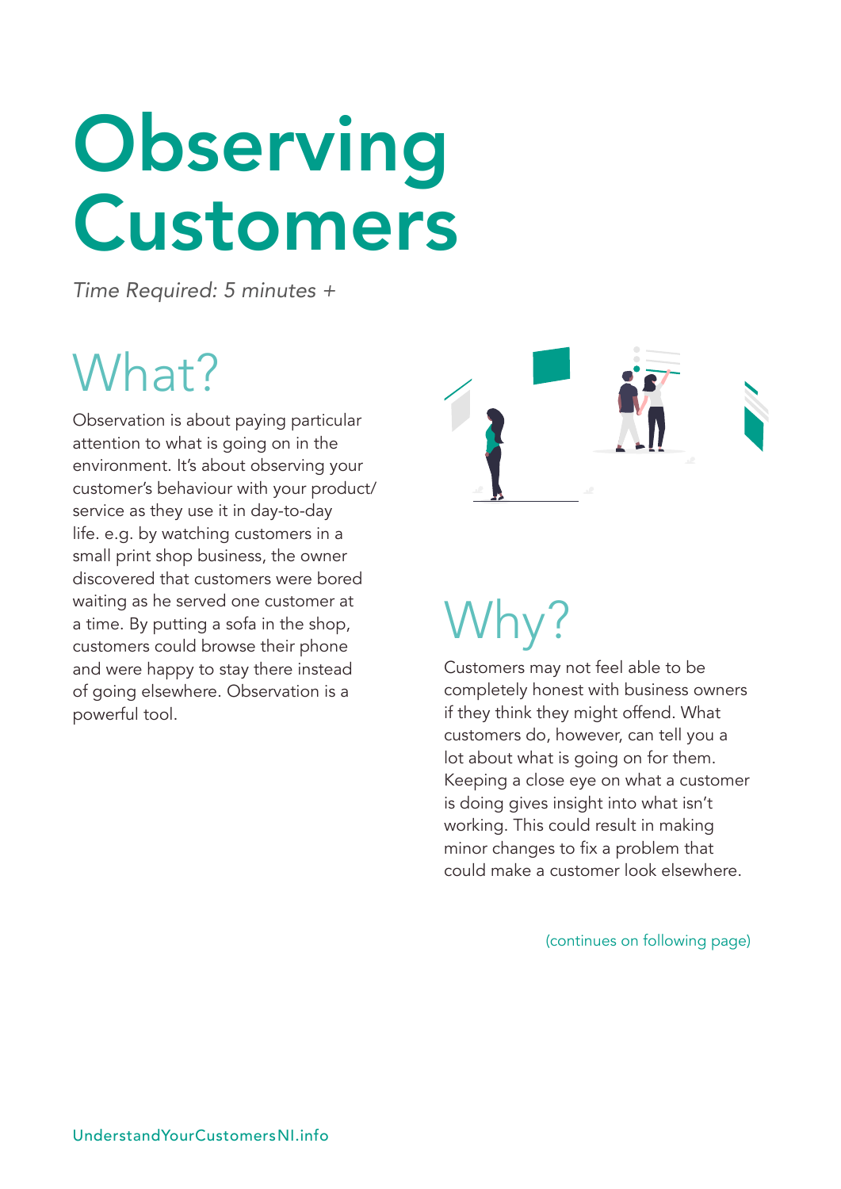# Observing Customers

*Time Required: 5 minutes +*

## What?

Observation is about paying particular attention to what is going on in the environment. It's about observing your customer's behaviour with your product/service as they use it in day-to-day life. e.g. by watching customers in a small print shop business, the owner discovered that customers were bored waiting as he served one customer at a time. By putting a sofa in the shop, customers could browse their phone and were happy to stay there instead of going elsewhere. Observation is a powerful tool.

## Why?

Customers may not feel able to be completely honest with business owners if they think they might offend. What customers do, however, can tell you a lot about what is going on for them. Keeping a close eye on what a customer is doing gives insight into what isn't working. This could result in making minor changes to fix a problem that could make a customer look elsewhere.

(continues on following page)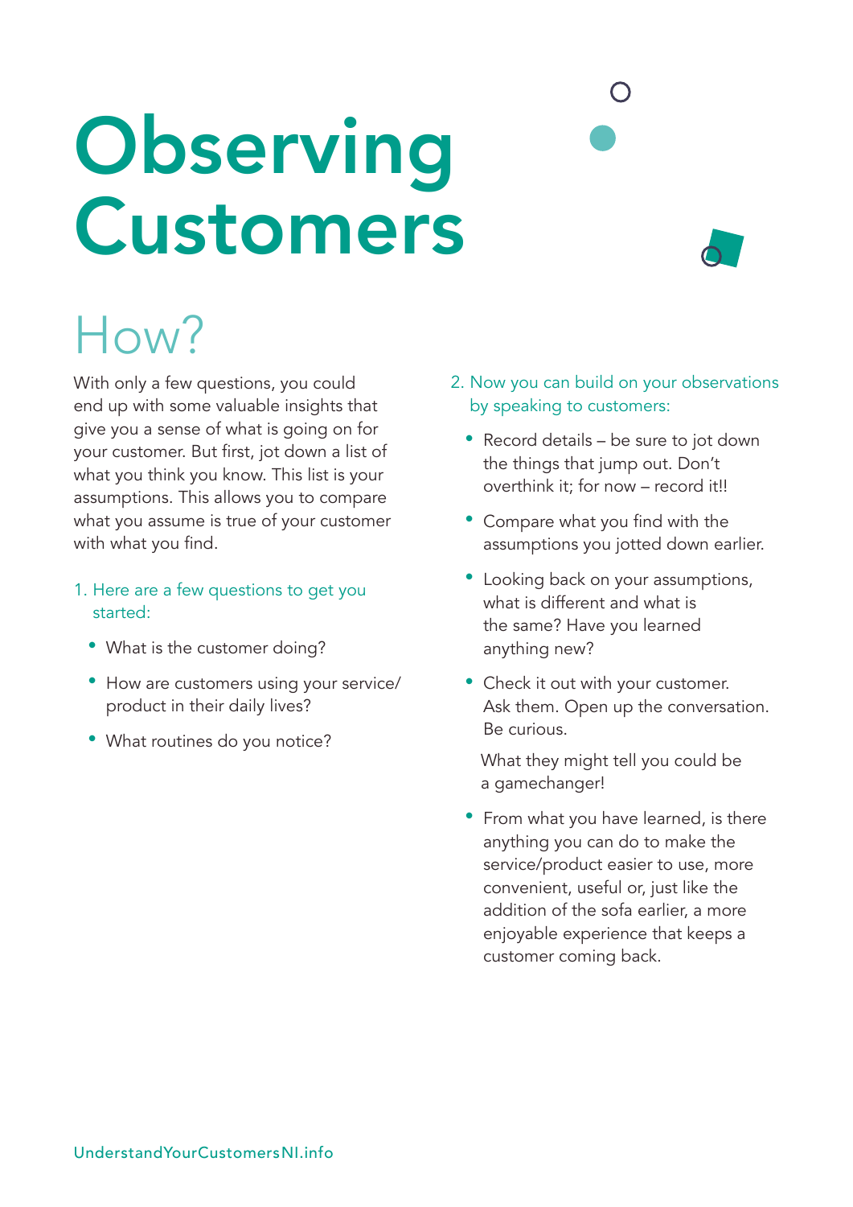# Observing Customers

## How?

With only a few questions, you could end up with some valuable insights that give you a sense of what is going on for your customer. But first, jot down a list of what you think you know. This list is your assumptions. This allows you to compare what you assume is true of your customer with what you find.

1. Here are a few questions to get you started:

   - What is the customer doing?
   - How are customers using your service/product in their daily lives?
   - What routines do you notice?

2. Now you can build on your observations by speaking to customers:

   - Record details – be sure to jot down the things that jump out. Don't overthink it; for now – record it!!
   - Compare what you find with the assumptions you jotted down earlier.
   - Looking back on your assumptions, what is different and what is the same? Have you learned anything new?
   - Check it out with your customer. Ask them. Open up the conversation. Be curious.

     What they might tell you could be a gamechanger!

   - From what you have learned, is there anything you can do to make the service/product easier to use, more convenient, useful or, just like the addition of the sofa earlier, a more enjoyable experience that keeps a customer coming back.

UnderstandYourCustomersNI.info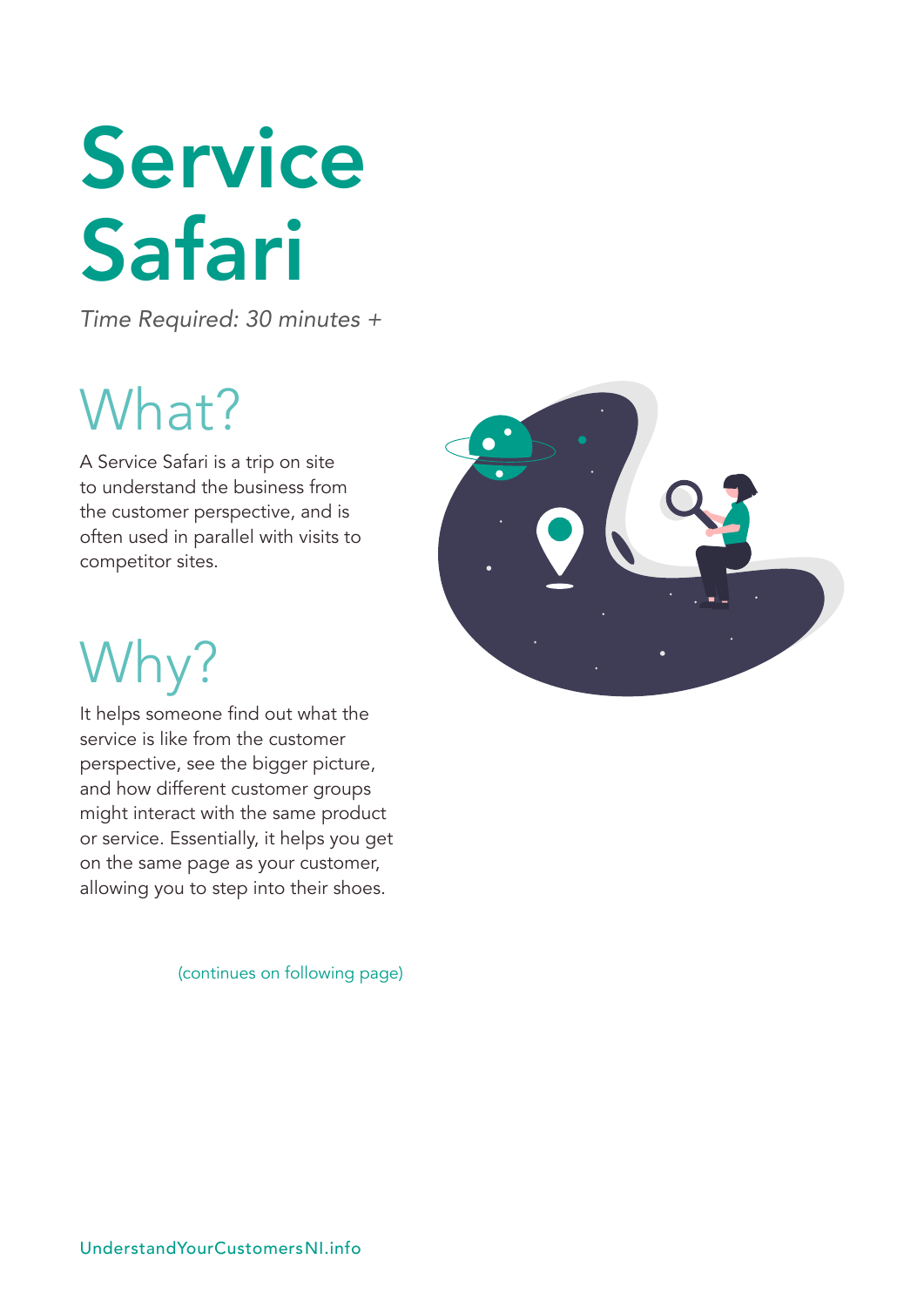# Service Safari

*Time Required: 30 minutes +*

## What?

A Service Safari is a trip on site to understand the business from the customer perspective, and is often used in parallel with visits to competitor sites.

## Why?

It helps someone find out what the service is like from the customer perspective, see the bigger picture, and how different customer groups might interact with the same product or service. Essentially, it helps you get on the same page as your customer, allowing you to step into their shoes.

(continues on following page)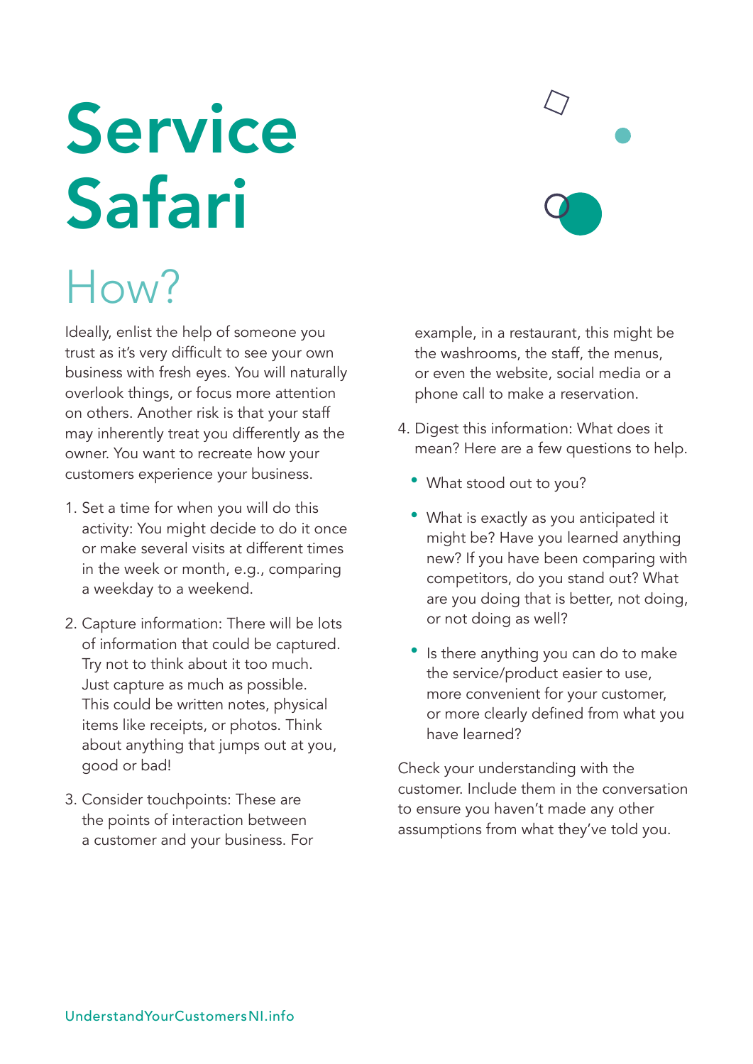# Service Safari

## How?

Ideally, enlist the help of someone you trust as it's very difficult to see your own business with fresh eyes. You will naturally overlook things, or focus more attention on others. Another risk is that your staff may inherently treat you differently as the owner. You want to recreate how your customers experience your business.

1. Set a time for when you will do this activity: You might decide to do it once or make several visits at different times in the week or month, e.g., comparing a weekday to a weekend.

2. Capture information: There will be lots of information that could be captured. Try not to think about it too much. Just capture as much as possible. This could be written notes, physical items like receipts, or photos. Think about anything that jumps out at you, good or bad!

3. Consider touchpoints: These are the points of interaction between a customer and your business. For example, in a restaurant, this might be the washrooms, the staff, the menus, or even the website, social media or a phone call to make a reservation.

4. Digest this information: What does it mean? Here are a few questions to help.

   - What stood out to you?
   - What is exactly as you anticipated it might be? Have you learned anything new? If you have been comparing with competitors, do you stand out? What are you doing that is better, not doing, or not doing as well?
   - Is there anything you can do to make the service/product easier to use, more convenient for your customer, or more clearly defined from what you have learned?

Check your understanding with the customer. Include them in the conversation to ensure you haven't made any other assumptions from what they've told you.

UnderstandYourCustomersNI.info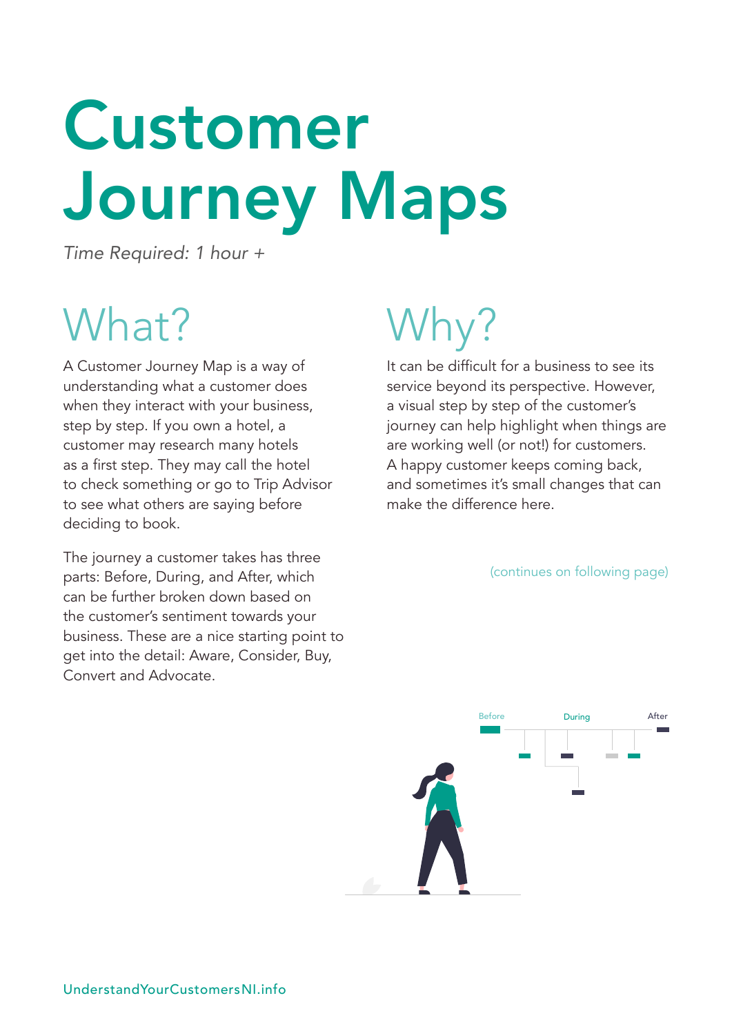# Customer Journey Maps

*Time Required: 1 hour +*

## What?

A Customer Journey Map is a way of understanding what a customer does when they interact with your business, step by step. If you own a hotel, a customer may research many hotels as a first step. They may call the hotel to check something or go to Trip Advisor to see what others are saying before deciding to book.

The journey a customer takes has three parts: Before, During, and After, which can be further broken down based on the customer's sentiment towards your business. These are a nice starting point to get into the detail: Aware, Consider, Buy, Convert and Advocate.

## Why?

It can be difficult for a business to see its service beyond its perspective. However, a visual step by step of the customer's journey can help highlight when things are are working well (or not!) for customers. A happy customer keeps coming back, and sometimes it's small changes that can make the difference here.

(continues on following page)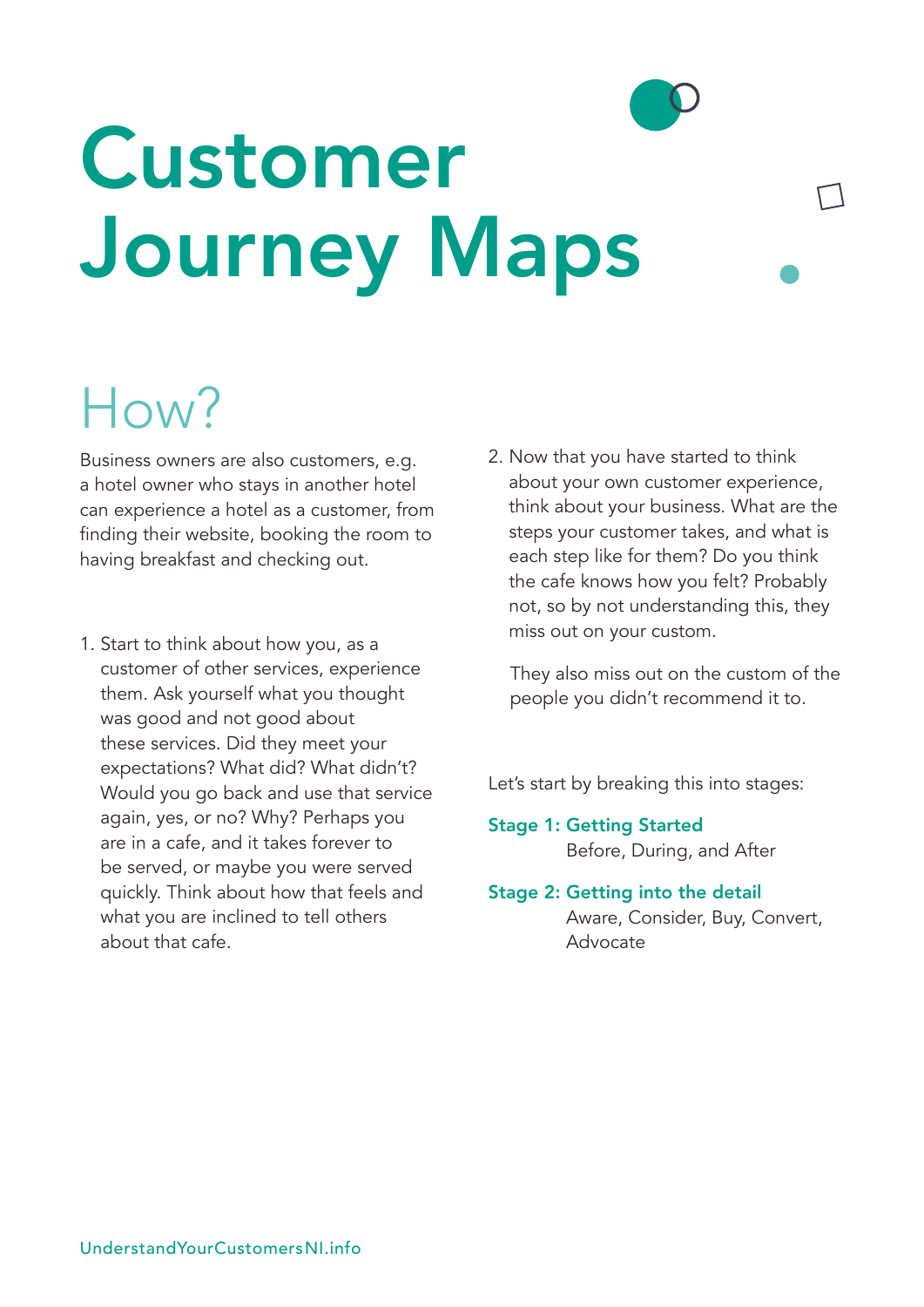# Customer Journey Maps

## How?

Business owners are also customers, e.g. a hotel owner who stays in another hotel can experience a hotel as a customer, from finding their website, booking the room to having breakfast and checking out.

1. Start to think about how you, as a customer of other services, experience them. Ask yourself what you thought was good and not good about these services. Did they meet your expectations? What did? What didn't? Would you go back and use that service again, yes, or no? Why? Perhaps you are in a cafe, and it takes forever to be served, or maybe you were served quickly. Think about how that feels and what you are inclined to tell others about that cafe.

2. Now that you have started to think about your own customer experience, think about your business. What are the steps your customer takes, and what is each step like for them? Do you think the cafe knows how you felt? Probably not, so by not understanding this, they miss out on your custom.

   They also miss out on the custom of the people you didn't recommend it to.

Let's start by breaking this into stages:

**Stage 1: Getting Started**
Before, During, and After

**Stage 2: Getting into the detail**
Aware, Consider, Buy, Convert, Advocate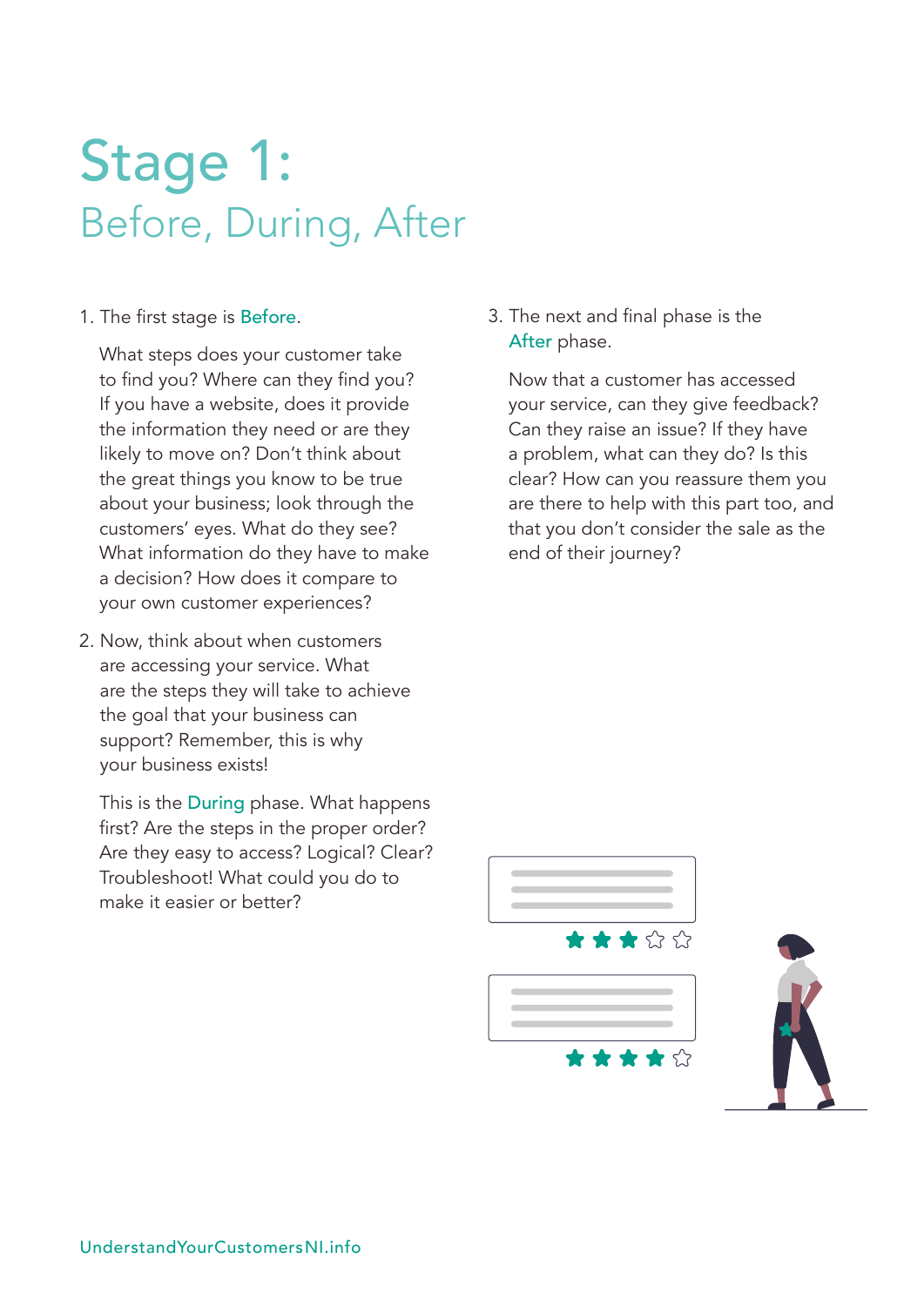# Stage 1:
## Before, During, After

1. The first stage is Before.

   What steps does your customer take to find you? Where can they find you? If you have a website, does it provide the information they need or are they likely to move on? Don't think about the great things you know to be true about your business; look through the customers' eyes. What do they see? What information do they have to make a decision? How does it compare to your own customer experiences?

2. Now, think about when customers are accessing your service. What are the steps they will take to achieve the goal that your business can support? Remember, this is why your business exists!

   This is the During phase. What happens first? Are the steps in the proper order? Are they easy to access? Logical? Clear? Troubleshoot! What could you do to make it easier or better?

3. The next and final phase is the After phase.

   Now that a customer has accessed your service, can they give feedback? Can they raise an issue? If they have a problem, what can they do? Is this clear? How can you reassure them you are there to help with this part too, and that you don't consider the sale as the end of their journey?

UnderstandYourCustomersNI.info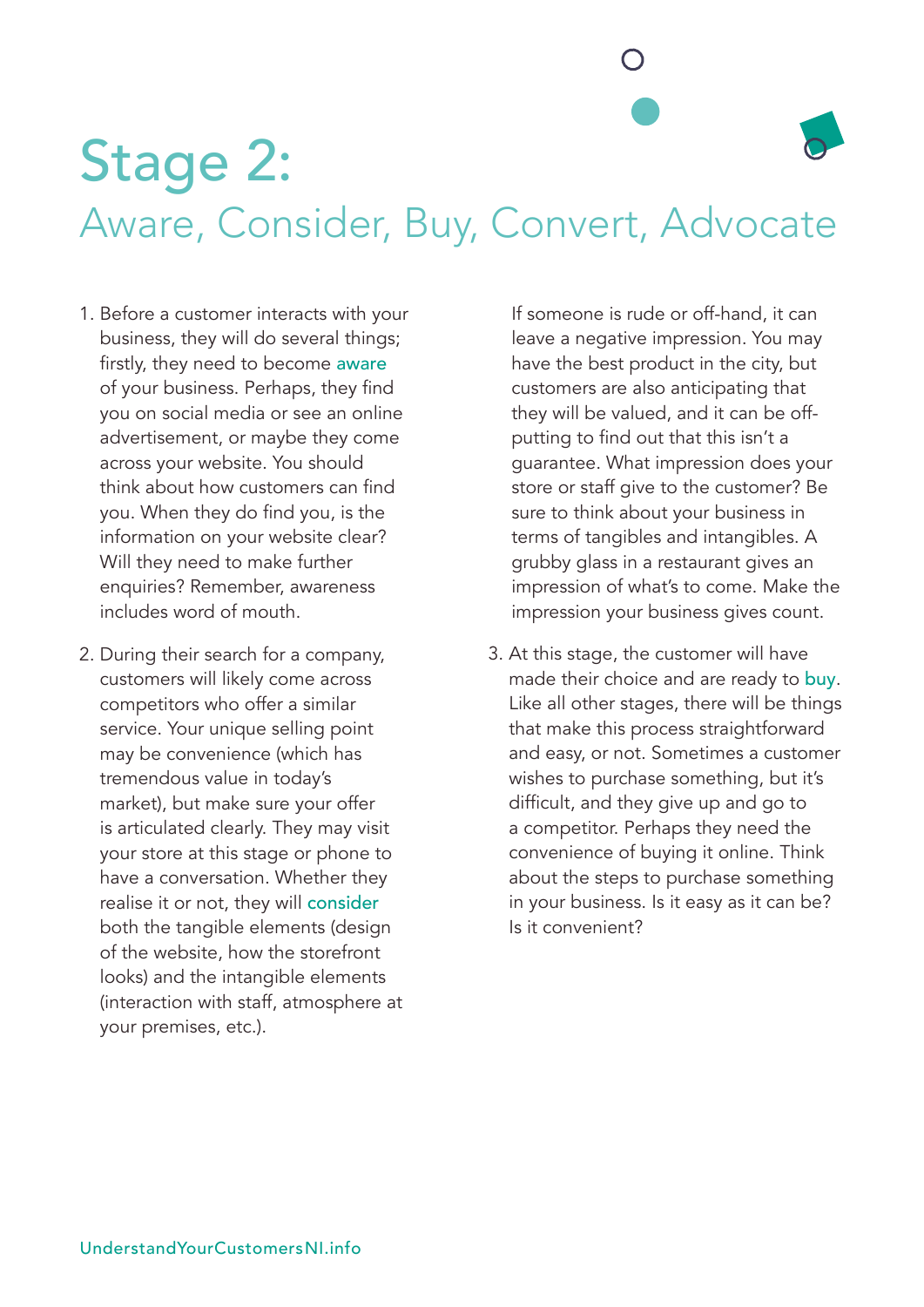# Stage 2:

## Aware, Consider, Buy, Convert, Advocate

1. Before a customer interacts with your business, they will do several things; firstly, they need to become aware of your business. Perhaps, they find you on social media or see an online advertisement, or maybe they come across your website. You should think about how customers can find you. When they do find you, is the information on your website clear? Will they need to make further enquiries? Remember, awareness includes word of mouth.

2. During their search for a company, customers will likely come across competitors who offer a similar service. Your unique selling point may be convenience (which has tremendous value in today's market), but make sure your offer is articulated clearly. They may visit your store at this stage or phone to have a conversation. Whether they realise it or not, they will consider both the tangible elements (design of the website, how the storefront looks) and the intangible elements (interaction with staff, atmosphere at your premises, etc.).

   If someone is rude or off-hand, it can leave a negative impression. You may have the best product in the city, but customers are also anticipating that they will be valued, and it can be off-putting to find out that this isn't a guarantee. What impression does your store or staff give to the customer? Be sure to think about your business in terms of tangibles and intangibles. A grubby glass in a restaurant gives an impression of what's to come. Make the impression your business gives count.

3. At this stage, the customer will have made their choice and are ready to buy. Like all other stages, there will be things that make this process straightforward and easy, or not. Sometimes a customer wishes to purchase something, but it's difficult, and they give up and go to a competitor. Perhaps they need the convenience of buying it online. Think about the steps to purchase something in your business. Is it easy as it can be? Is it convenient?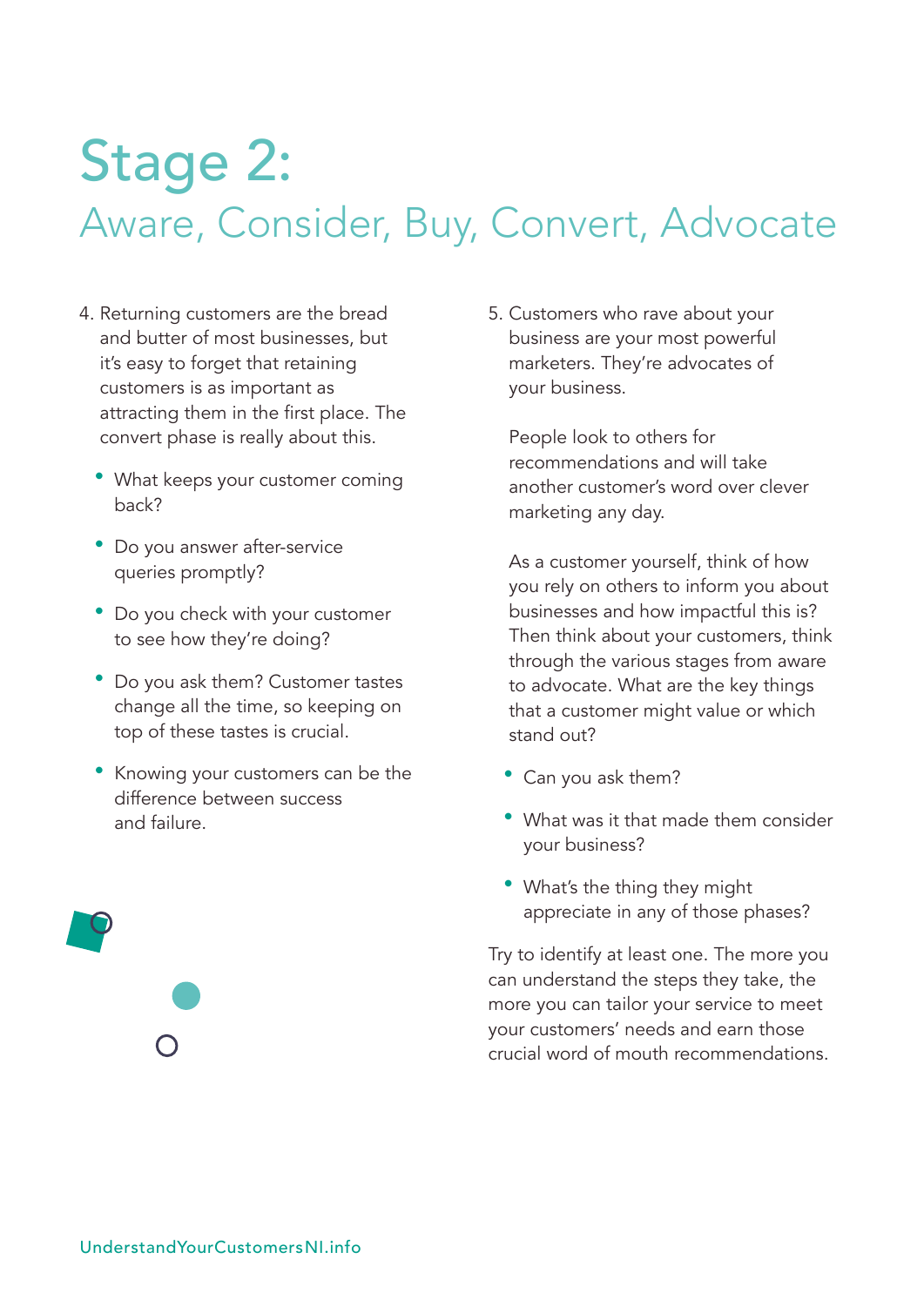# Stage 2:

## Aware, Consider, Buy, Convert, Advocate

4. Returning customers are the bread and butter of most businesses, but it's easy to forget that retaining customers is as important as attracting them in the first place. The convert phase is really about this.

   - What keeps your customer coming back?
   - Do you answer after-service queries promptly?
   - Do you check with your customer to see how they're doing?
   - Do you ask them? Customer tastes change all the time, so keeping on top of these tastes is crucial.
   - Knowing your customers can be the difference between success and failure.

5. Customers who rave about your business are your most powerful marketers. They're advocates of your business.

   People look to others for recommendations and will take another customer's word over clever marketing any day.

   As a customer yourself, think of how you rely on others to inform you about businesses and how impactful this is? Then think about your customers, think through the various stages from aware to advocate. What are the key things that a customer might value or which stand out?

   - Can you ask them?
   - What was it that made them consider your business?
   - What's the thing they might appreciate in any of those phases?

Try to identify at least one. The more you can understand the steps they take, the more you can tailor your service to meet your customers' needs and earn those crucial word of mouth recommendations.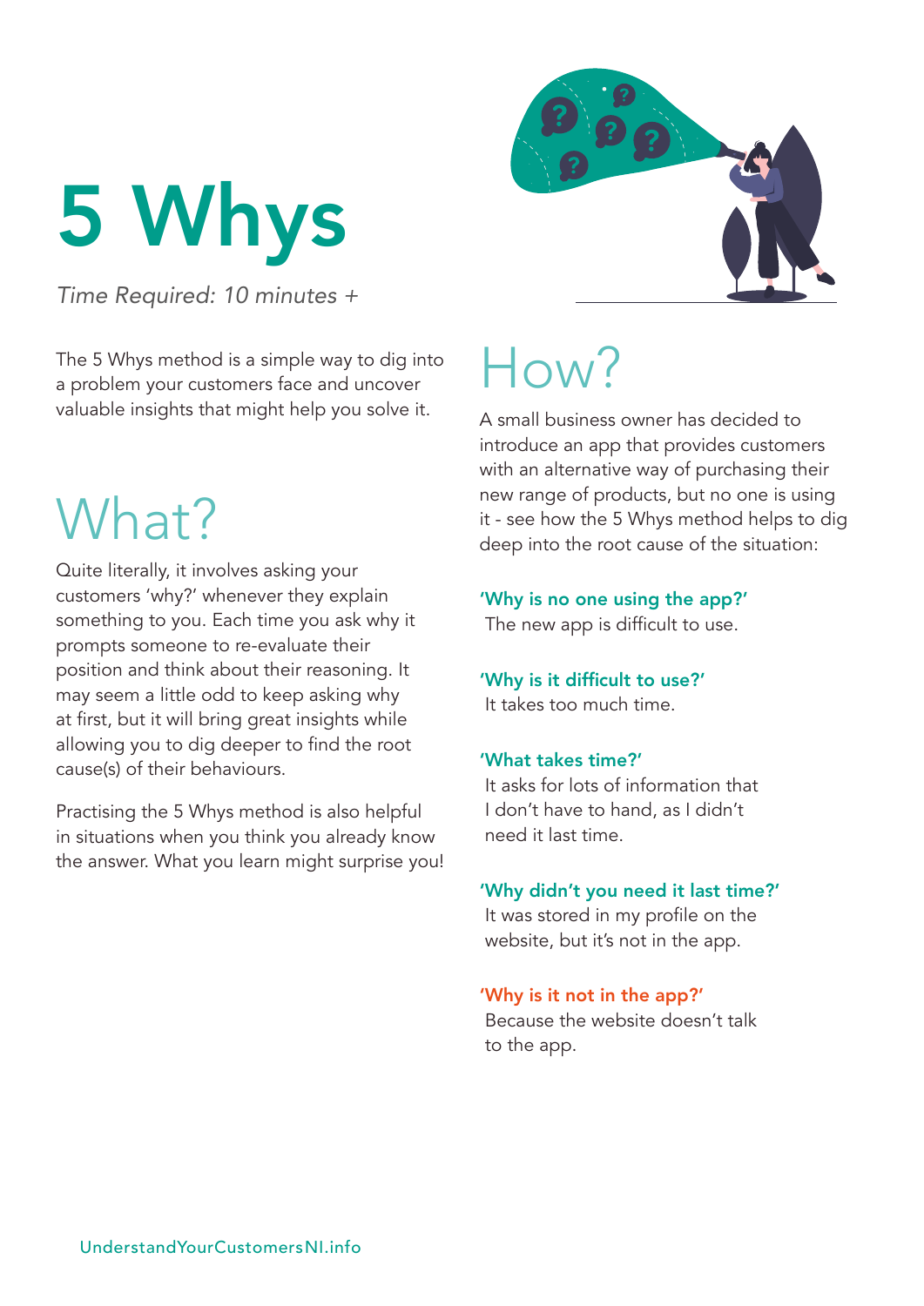# 5 Whys

*Time Required: 10 minutes +*

The 5 Whys method is a simple way to dig into a problem your customers face and uncover valuable insights that might help you solve it.

## What?

Quite literally, it involves asking your customers 'why?' whenever they explain something to you. Each time you ask why it prompts someone to re-evaluate their position and think about their reasoning. It may seem a little odd to keep asking why at first, but it will bring great insights while allowing you to dig deeper to find the root cause(s) of their behaviours.

Practising the 5 Whys method is also helpful in situations when you think you already know the answer. What you learn might surprise you!

## How?

A small business owner has decided to introduce an app that provides customers with an alternative way of purchasing their new range of products, but no one is using it - see how the 5 Whys method helps to dig deep into the root cause of the situation:

**'Why is no one using the app?'**
The new app is difficult to use.

**'Why is it difficult to use?'**
It takes too much time.

**'What takes time?'**
It asks for lots of information that I don't have to hand, as I didn't need it last time.

**'Why didn't you need it last time?'**
It was stored in my profile on the website, but it's not in the app.

**'Why is it not in the app?'**
Because the website doesn't talk to the app.

UnderstandYourCustomersNI.info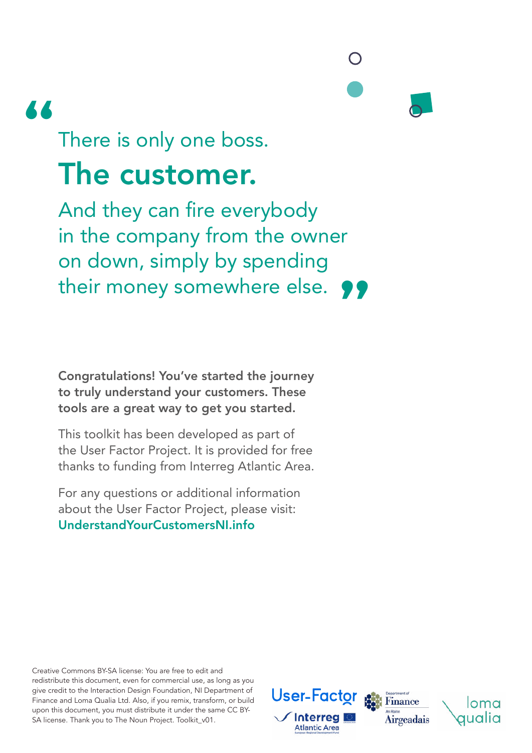> There is only one boss.
> **The customer.**
> And they can fire everybody in the company from the owner on down, simply by spending their money somewhere else.

**Congratulations! You've started the journey to truly understand your customers. These tools are a great way to get you started.**

This toolkit has been developed as part of the User Factor Project. It is provided for free thanks to funding from Interreg Atlantic Area.

For any questions or additional information about the User Factor Project, please visit:
**UnderstandYourCustomersNI.info**

Creative Commons BY-SA license: You are free to edit and redistribute this document, even for commercial use, as long as you give credit to the Interaction Design Foundation, NI Department of Finance and Loma Qualia Ltd. Also, if you remix, transform, or build upon this document, you must distribute it under the same CC BY-SA license. Thank you to The Noun Project. Toolkit_v01.

User-Factor

Interreg Atlantic Area

Department of Finance
An Roinn Airgeadais

loma qualia